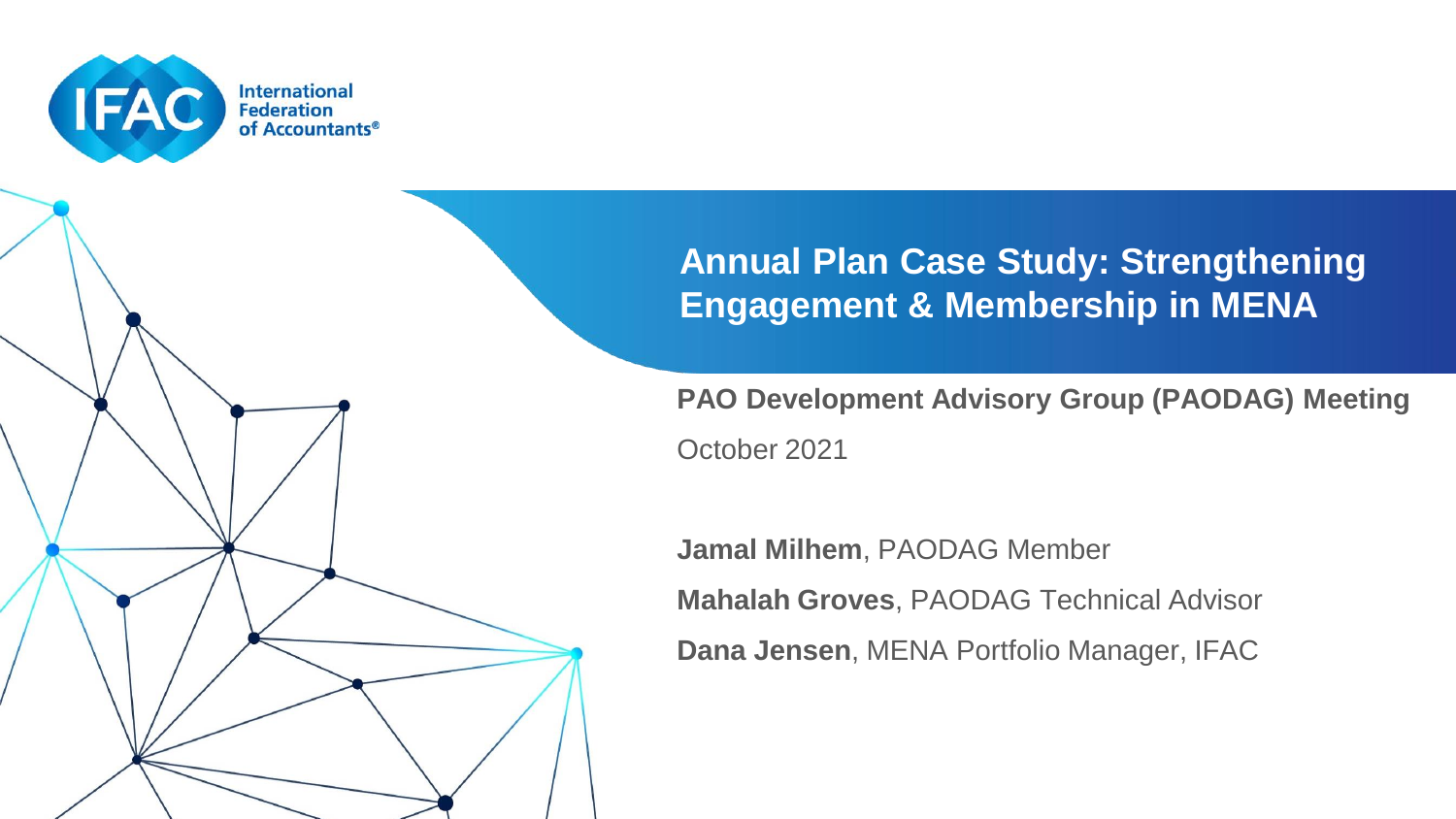International Federation of Accountants®

# Annual Plan Case Study: Strengthening Engagement & Membership in MENA

**PAO Development Advisory Group (PAODAG) Meeting**

October 2021

**Jamal Milhem**, PAODAG Member

**Mahalah Groves**, PAODAG Technical Advisor

**Dana Jensen**, MENA Portfolio Manager, IFAC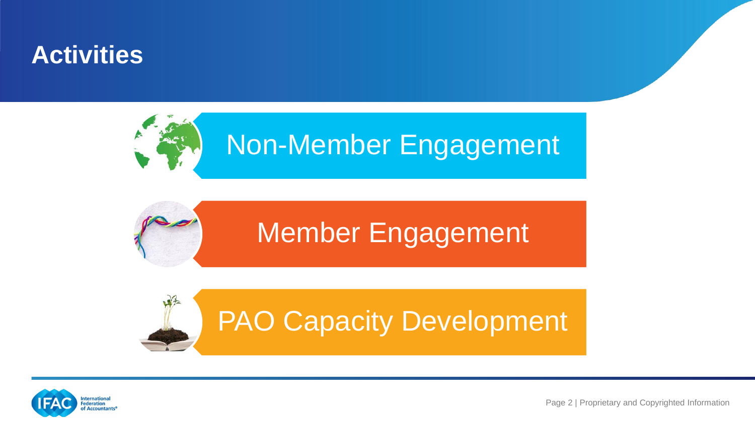# Activities

- Non-Member Engagement
- Member Engagement
- PAO Capacity Development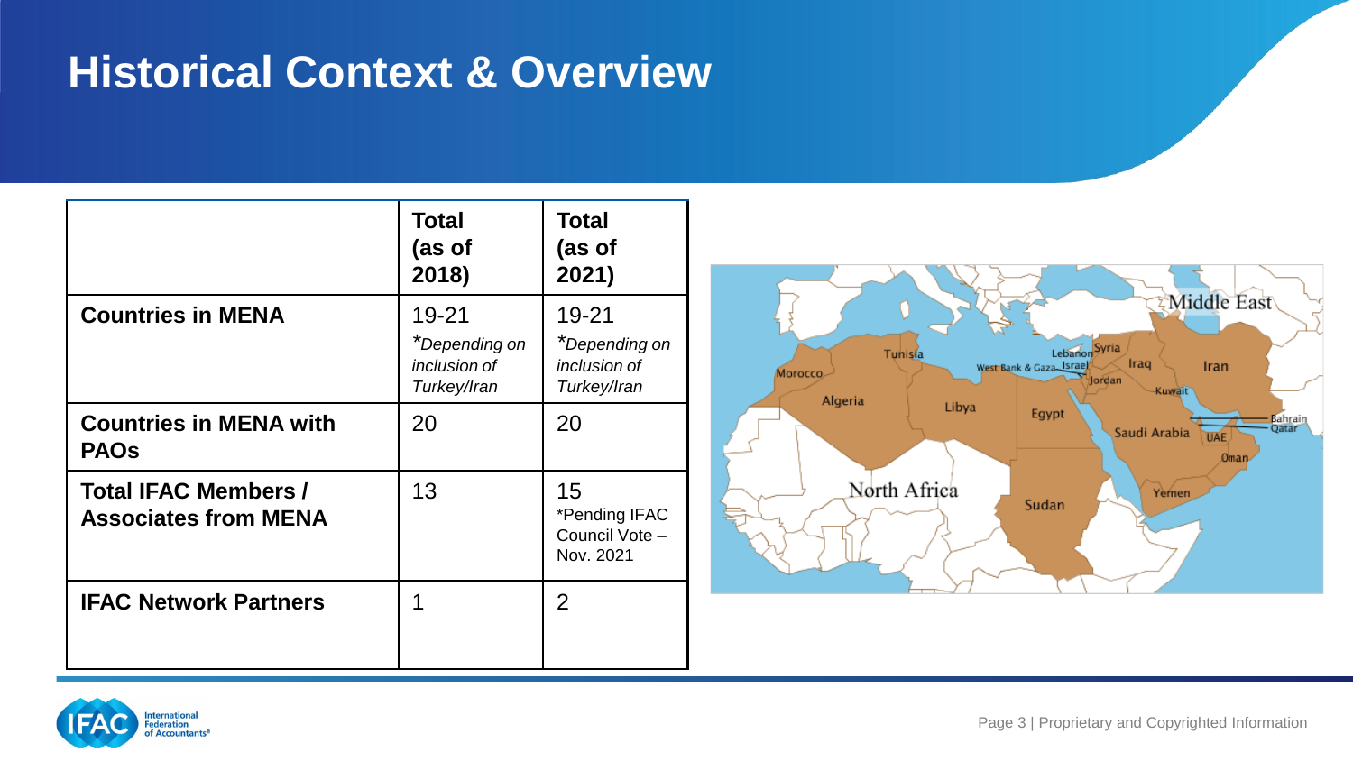# Historical Context & Overview

| | Total (as of 2018) | Total (as of 2021) |
|---|---|---|
| **Countries in MENA** | 19-21 *\*Depending on inclusion of Turkey/Iran* | 19-21 *\*Depending on inclusion of Turkey/Iran* |
| **Countries in MENA with PAOs** | 20 | 20 |
| **Total IFAC Members / Associates from MENA** | 13 | 15 *Pending IFAC Council Vote – Nov. 2021 |
| **IFAC Network Partners** | 1 | 2 |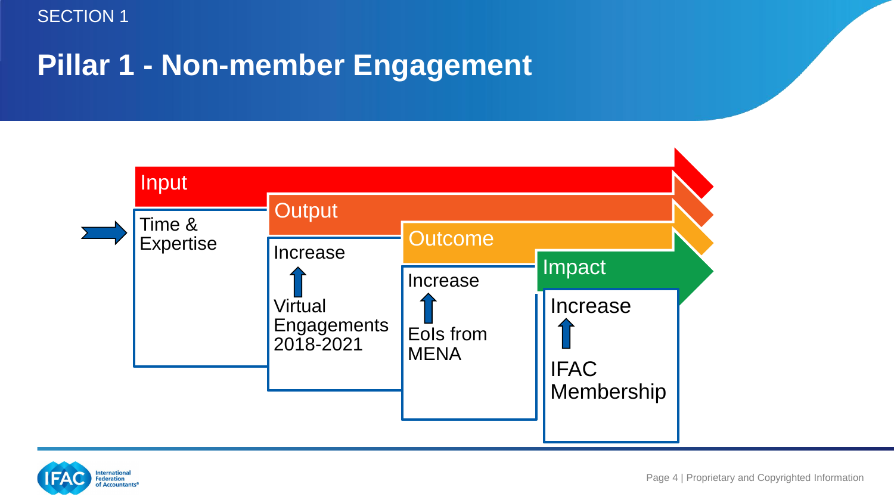SECTION 1

# Pillar 1 - Non-member Engagement

| Input | Output | Outcome | Impact |
| --- | --- | --- | --- |
| Time & Expertise | Increase ⬆ Virtual Engagements 2018-2021 | Increase ⬆ EoIs from MENA | Increase ⬆ IFAC Membership |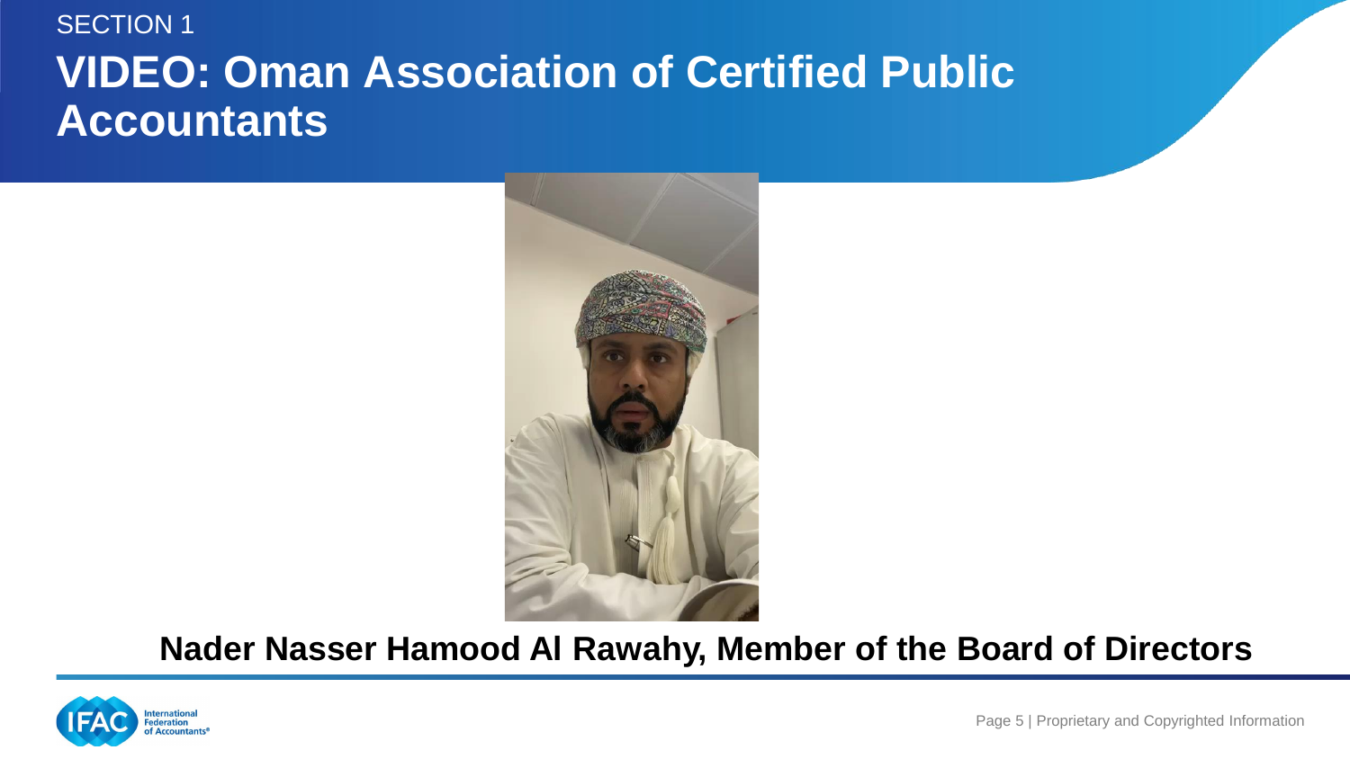SECTION 1

# VIDEO: Oman Association of Certified Public Accountants

**Nader Nasser Hamood Al Rawahy, Member of the Board of Directors**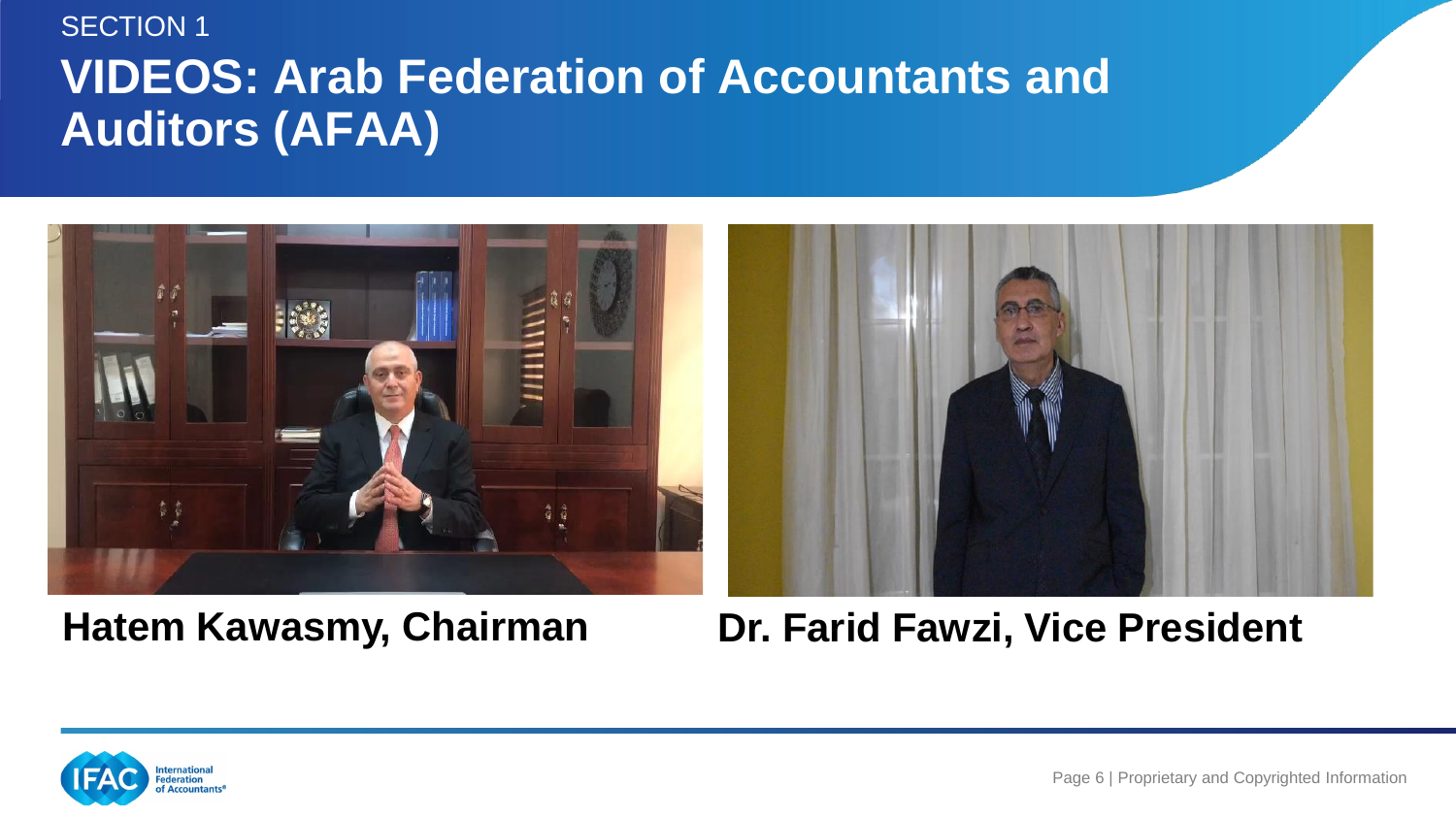SECTION 1

# VIDEOS: Arab Federation of Accountants and Auditors (AFAA)

**Hatem Kawasmy, Chairman**

**Dr. Farid Fawzi, Vice President**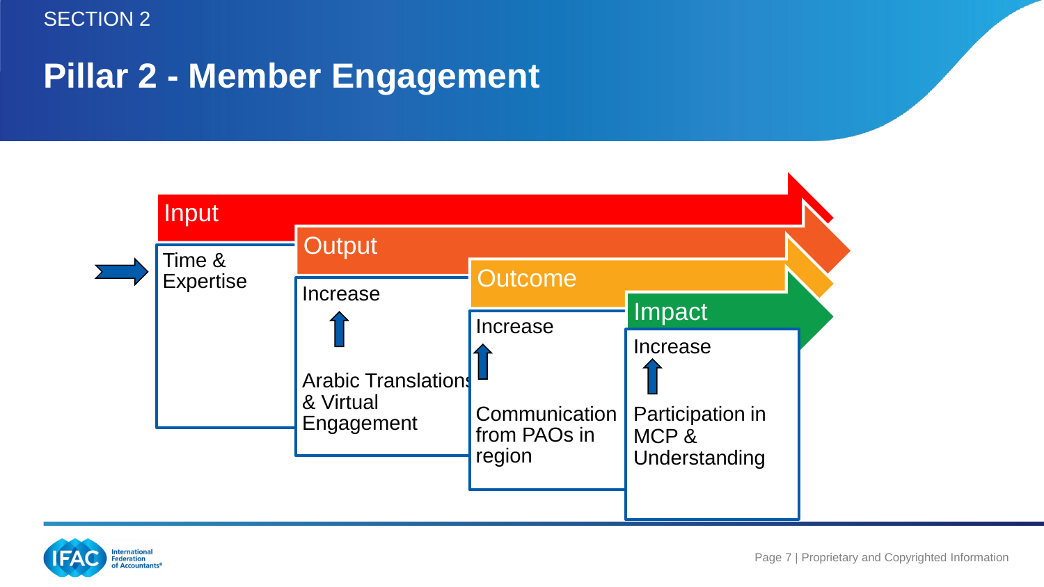SECTION 2

# Pillar 2 - Member Engagement

**Input**

Time & Expertise

**Output**

Increase ↑

Arabic Translations & Virtual Engagement

**Outcome**

Increase ↑

Communication from PAOs in region

**Impact**

Increase ↑

Participation in MCP & Understanding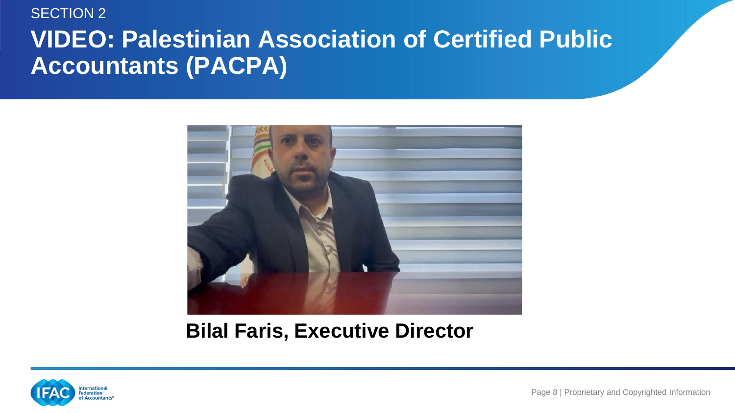SECTION 2

# VIDEO: Palestinian Association of Certified Public Accountants (PACPA)

**Bilal Faris, Executive Director**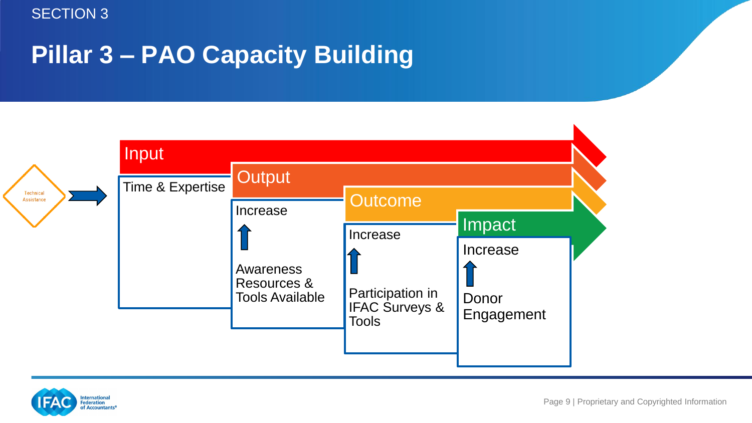SECTION 3

# Pillar 3 – PAO Capacity Building

Technical Assistance →

**Input**
Time & Expertise

**Output**
Increase ↑
Awareness Resources & Tools Available

**Outcome**
Increase ↑
Participation in IFAC Surveys & Tools

**Impact**
Increase ↑
Donor Engagement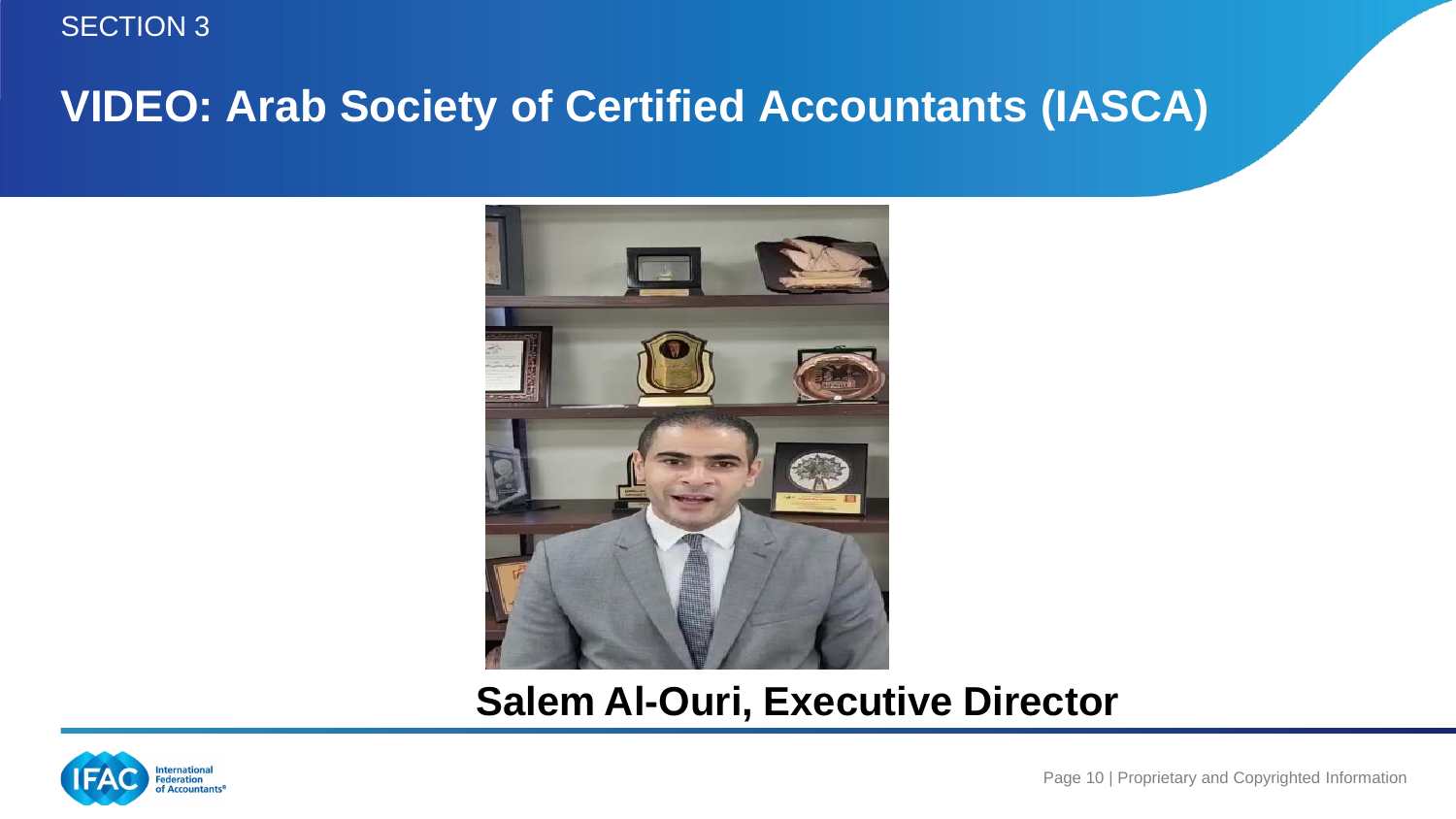SECTION 3

# VIDEO: Arab Society of Certified Accountants (IASCA)

**Salem Al-Ouri, Executive Director**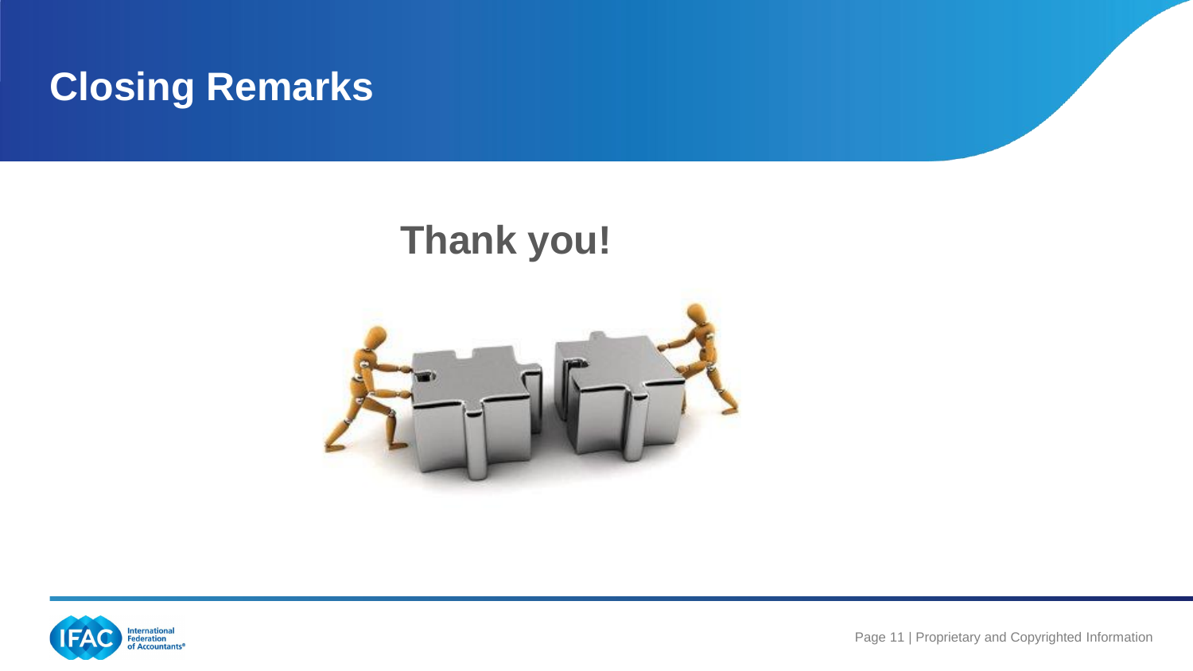# Closing Remarks

## Thank you!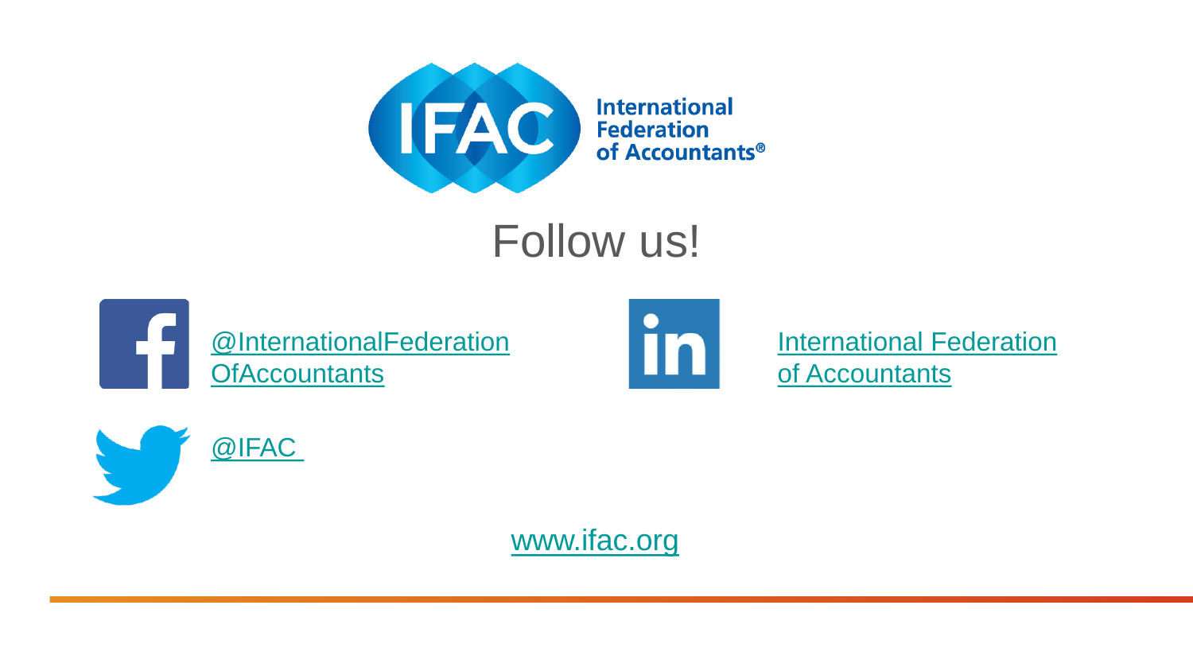International Federation of Accountants®

# Follow us!

@InternationalFederationOfAccountants

International Federation of Accountants

@IFAC

www.ifac.org